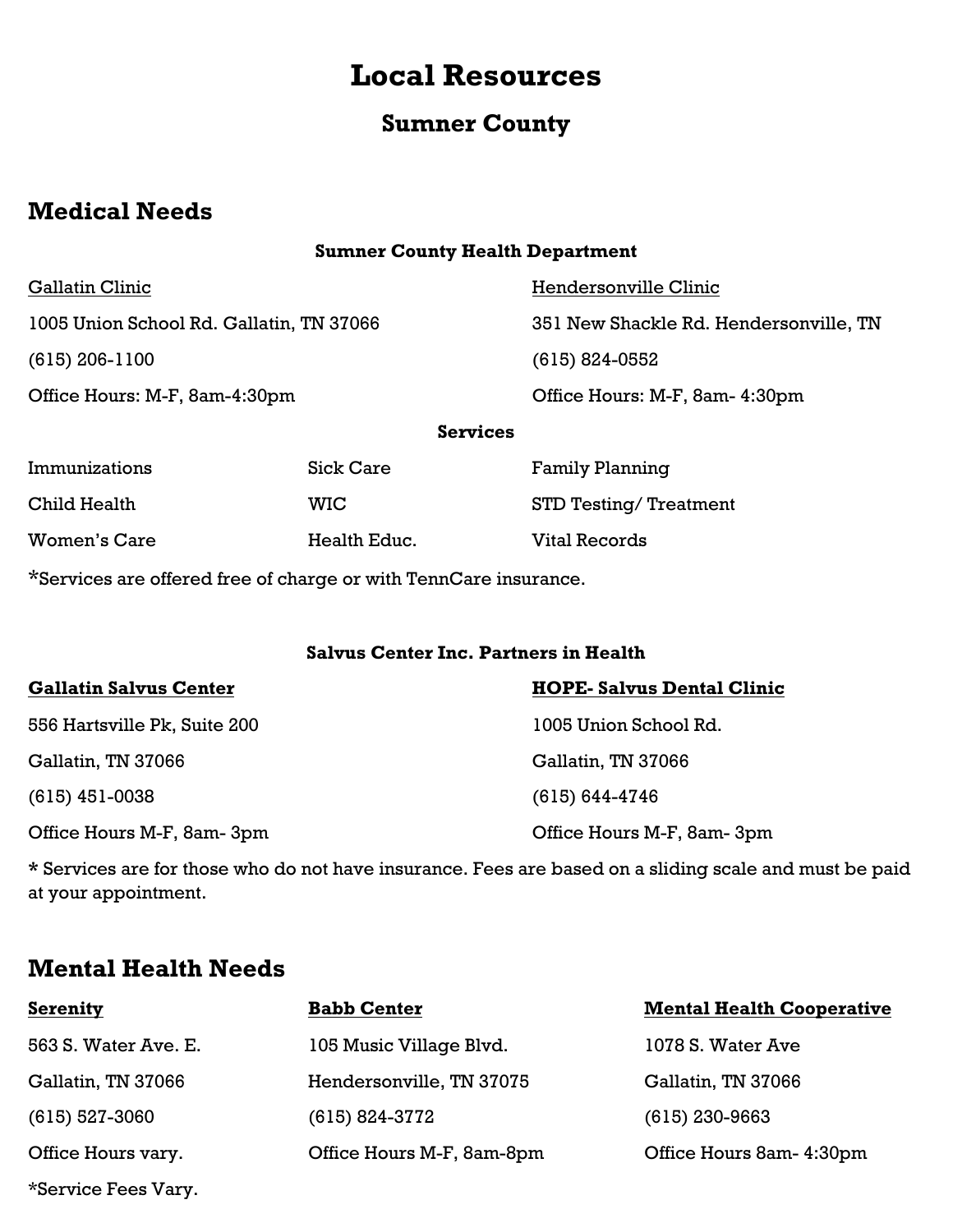# Local Resources

## Sumner County

## Medical Needs

### Sumner County Health Department

<u>Gallatin Clinic</u>

1005 Union School Rd. Gallatin, TN 37066

(615) 206-1100

Office Hours: M-F, 8am-4:30pm

<u>Hendersonville Clinic</u>

351 New Shackle Rd. Hendersonville, TN

(615) 824-0552

Office Hours: M-F, 8am- 4:30pm

**Services**

| | | |
|---|---|---|
| Immunizations | Sick Care | Family Planning |
| Child Health | WIC | STD Testing/ Treatment |
| Women's Care | Health Educ. | Vital Records |

*Services are offered free of charge or with TennCare insurance.

### Salvus Center Inc. Partners in Health

**<u>Gallatin Salvus Center</u>**

556 Hartsville Pk, Suite 200

Gallatin, TN 37066

(615) 451-0038

Office Hours M-F, 8am- 3pm

**<u>HOPE- Salvus Dental Clinic</u>**

1005 Union School Rd.

Gallatin, TN 37066

(615) 644-4746

Office Hours M-F, 8am- 3pm

* Services are for those who do not have insurance. Fees are based on a sliding scale and must be paid at your appointment.

## Mental Health Needs

**<u>Serenity</u>**

563 S. Water Ave. E.

Gallatin, TN 37066

(615) 527-3060

Office Hours vary.

*Service Fees Vary.

**<u>Babb Center</u>**

105 Music Village Blvd.

Hendersonville, TN 37075

(615) 824-3772

Office Hours M-F, 8am-8pm

**<u>Mental Health Cooperative</u>**

1078 S. Water Ave

Gallatin, TN 37066

(615) 230-9663

Office Hours 8am- 4:30pm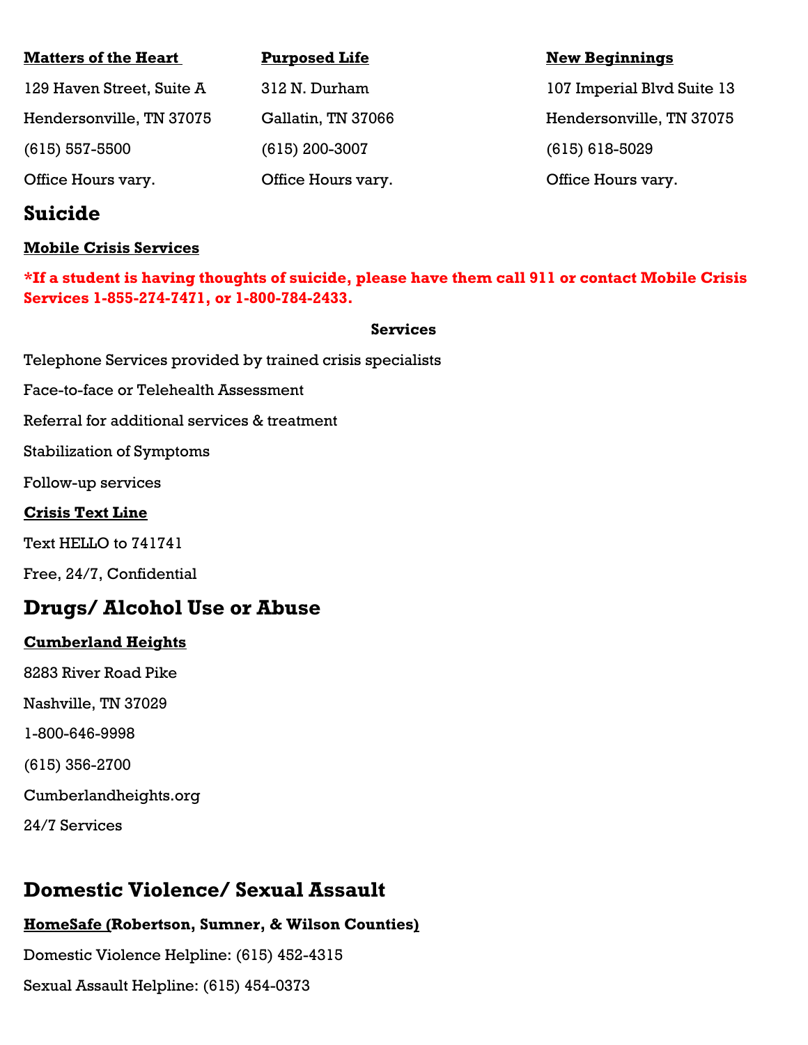**Matters of the Heart**

129 Haven Street, Suite A

Hendersonville, TN 37075

(615) 557-5500

Office Hours vary.

**Purposed Life**

312 N. Durham

Gallatin, TN 37066

(615) 200-3007

Office Hours vary.

**New Beginnings**

107 Imperial Blvd Suite 13

Hendersonville, TN 37075

(615) 618-5029

Office Hours vary.

## Suicide

**Mobile Crisis Services**

***If a student is having thoughts of suicide, please have them call 911 or contact Mobile Crisis Services 1-855-274-7471, or 1-800-784-2433.**

**Services**

Telephone Services provided by trained crisis specialists

Face-to-face or Telehealth Assessment

Referral for additional services & treatment

Stabilization of Symptoms

Follow-up services

**Crisis Text Line**

Text HELLO to 741741

Free, 24/7, Confidential

## Drugs/ Alcohol Use or Abuse

**Cumberland Heights**

8283 River Road Pike

Nashville, TN 37029

1-800-646-9998

(615) 356-2700

Cumberlandheights.org

24/7 Services

## Domestic Violence/ Sexual Assault

**HomeSafe (Robertson, Sumner, & Wilson Counties)**

Domestic Violence Helpline: (615) 452-4315

Sexual Assault Helpline: (615) 454-0373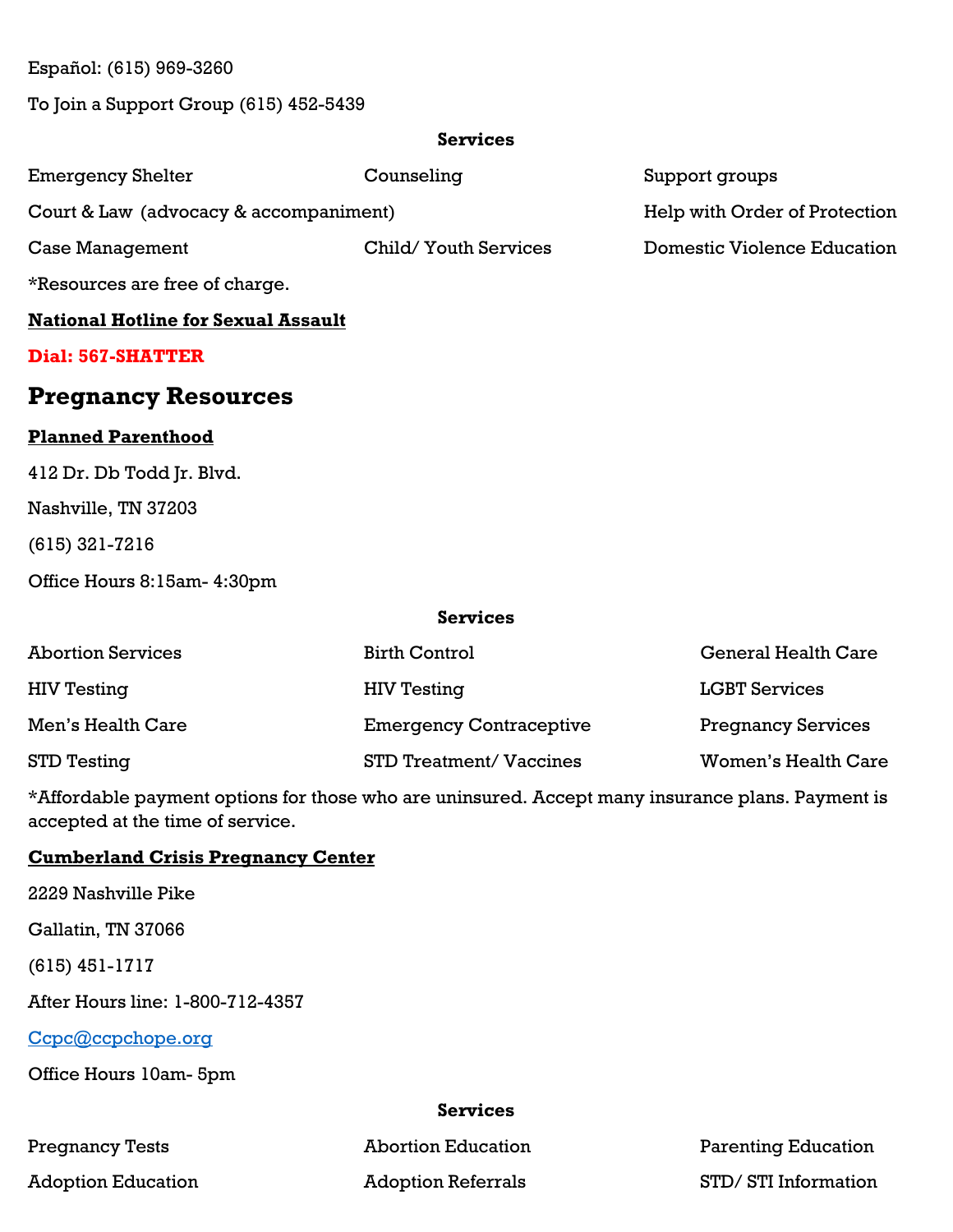Español: (615) 969-3260

To Join a Support Group (615) 452-5439

**Services**

| | | |
|---|---|---|
| Emergency Shelter | Counseling | Support groups |
| Court & Law (advocacy & accompaniment) | | Help with Order of Protection |
| Case Management | Child/ Youth Services | Domestic Violence Education |

*Resources are free of charge.

**National Hotline for Sexual Assault**

**Dial: 567-SHATTER**

## Pregnancy Resources

**Planned Parenthood**

412 Dr. Db Todd Jr. Blvd.

Nashville, TN 37203

(615) 321-7216

Office Hours 8:15am- 4:30pm

**Services**

| | | |
|---|---|---|
| Abortion Services | Birth Control | General Health Care |
| HIV Testing | HIV Testing | LGBT Services |
| Men's Health Care | Emergency Contraceptive | Pregnancy Services |
| STD Testing | STD Treatment/ Vaccines | Women's Health Care |

*Affordable payment options for those who are uninsured. Accept many insurance plans. Payment is accepted at the time of service.

**Cumberland Crisis Pregnancy Center**

2229 Nashville Pike

Gallatin, TN 37066

(615) 451-1717

After Hours line: 1-800-712-4357

Ccpc@ccpchope.org

Office Hours 10am- 5pm

**Services**

| | | |
|---|---|---|
| Pregnancy Tests | Abortion Education | Parenting Education |
| Adoption Education | Adoption Referrals | STD/ STI Information |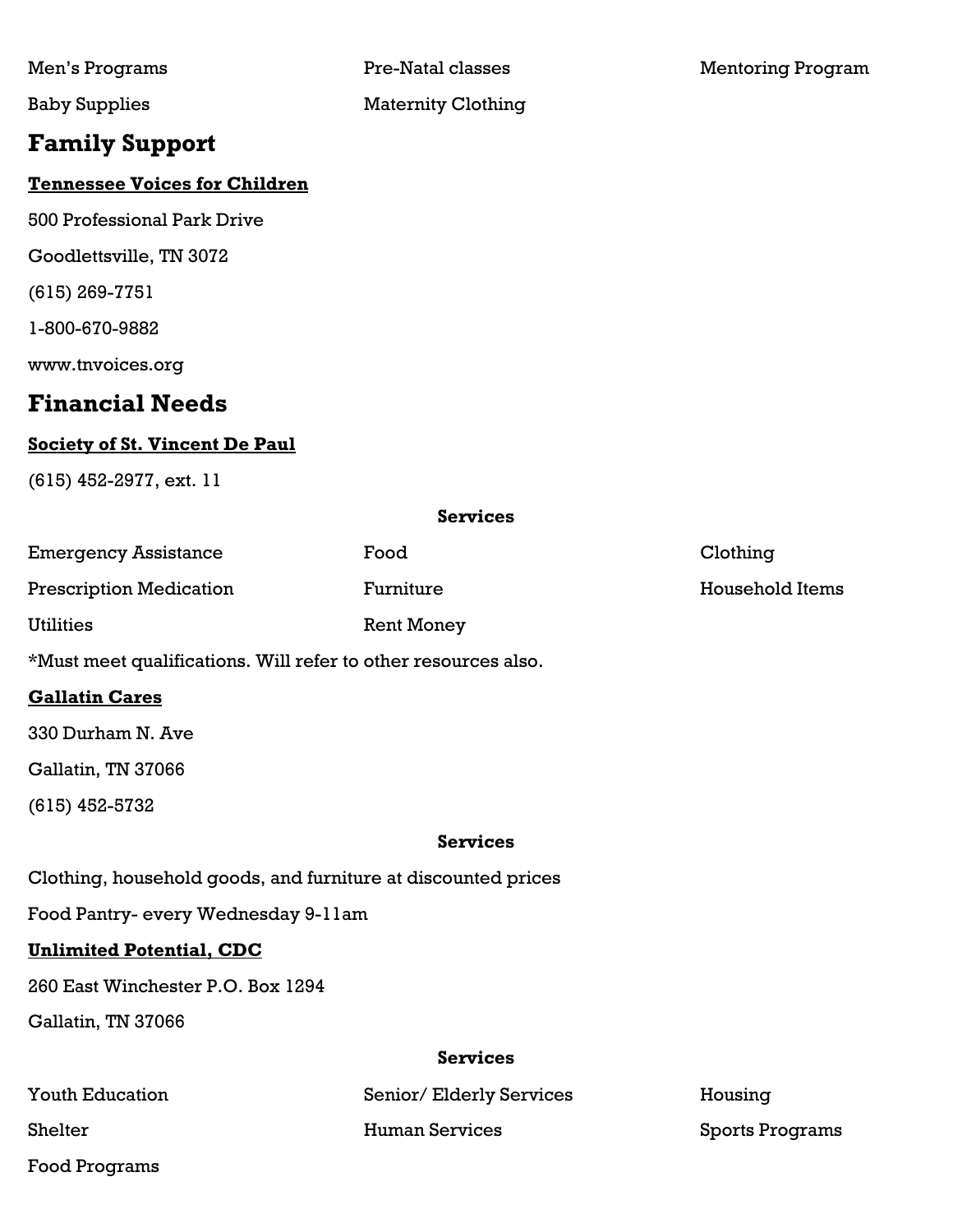| | | |
|---|---|---|
| Men's Programs | Pre-Natal classes | Mentoring Program |
| Baby Supplies | Maternity Clothing | |

## Family Support

**Tennessee Voices for Children**

500 Professional Park Drive

Goodlettsville, TN 3072

(615) 269-7751

1-800-670-9882

www.tnvoices.org

## Financial Needs

**Society of St. Vincent De Paul**

(615) 452-2977, ext. 11

**Services**

| | | |
|---|---|---|
| Emergency Assistance | Food | Clothing |
| Prescription Medication | Furniture | Household Items |
| Utilities | Rent Money | |

*Must meet qualifications. Will refer to other resources also.

**Gallatin Cares**

330 Durham N. Ave

Gallatin, TN 37066

(615) 452-5732

**Services**

Clothing, household goods, and furniture at discounted prices

Food Pantry- every Wednesday 9-11am

**Unlimited Potential, CDC**

260 East Winchester P.O. Box 1294

Gallatin, TN 37066

**Services**

| | | |
|---|---|---|
| Youth Education | Senior/ Elderly Services | Housing |
| Shelter | Human Services | Sports Programs |
| Food Programs | | |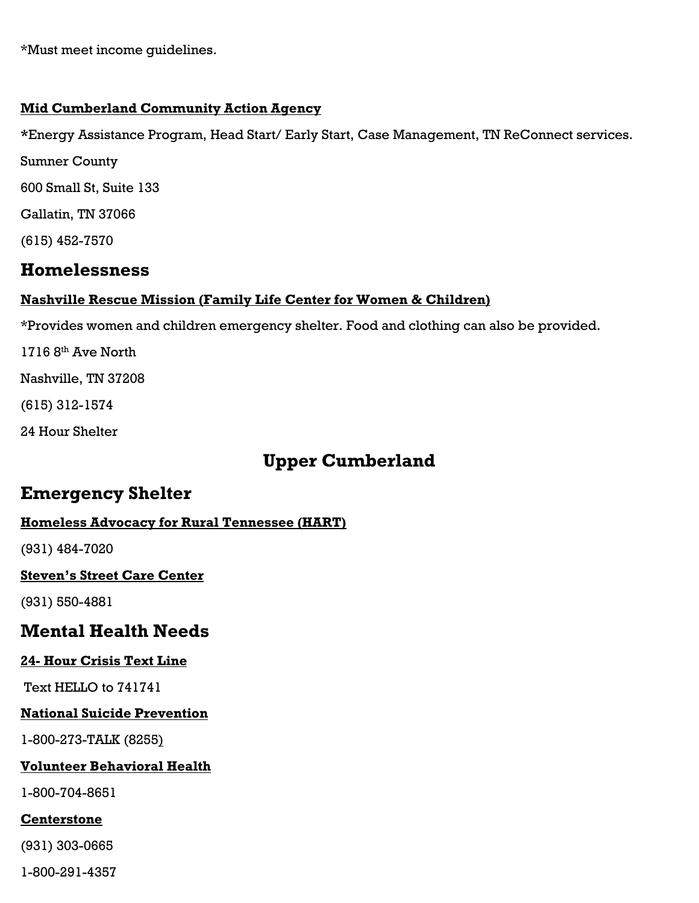*Must meet income guidelines.

**<u>Mid Cumberland Community Action Agency</u>**

***Energy Assistance Program, Head Start/ Early Start, Case Management, TN ReConnect services.**

Sumner County

600 Small St, Suite 133

Gallatin, TN 37066

(615) 452-7570

## Homelessness

**<u>Nashville Rescue Mission (Family Life Center for Women & Children)</u>**

*Provides women and children emergency shelter. Food and clothing can also be provided.

1716 8th Ave North

Nashville, TN 37208

(615) 312-1574

24 Hour Shelter

# Upper Cumberland

## Emergency Shelter

**<u>Homeless Advocacy for Rural Tennessee (HART)</u>**

(931) 484-7020

**<u>Steven's Street Care Center</u>**

(931) 550-4881

## Mental Health Needs

**<u>24- Hour Crisis Text Line</u>**

Text HELLO to 741741

**<u>National Suicide Prevention</u>**

1-800-273-TALK (8255)

**<u>Volunteer Behavioral Health</u>**

1-800-704-8651

**<u>Centerstone</u>**

(931) 303-0665

1-800-291-4357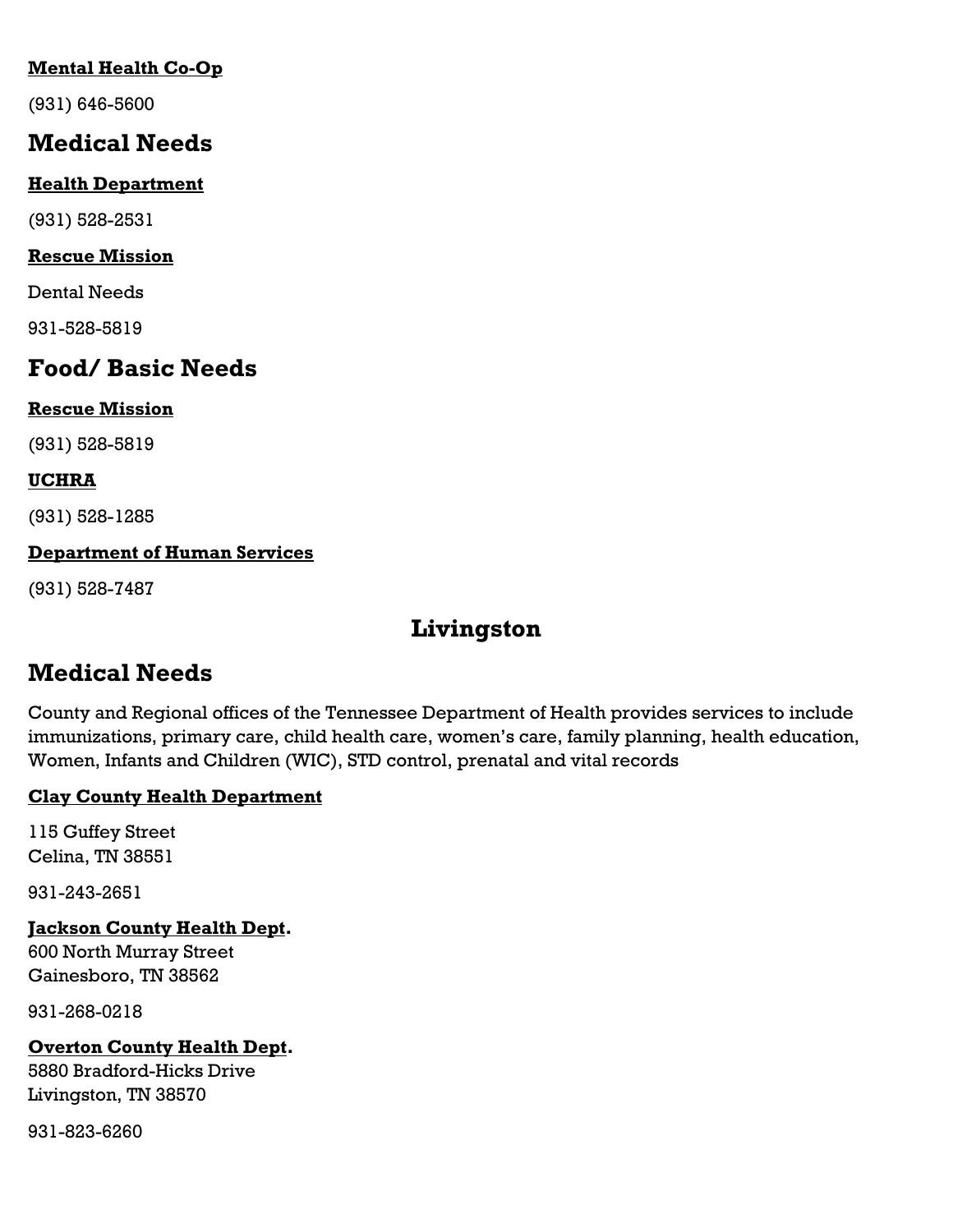**Mental Health Co-Op**

(931) 646-5600

## Medical Needs

**Health Department**

(931) 528-2531

**Rescue Mission**

Dental Needs

931-528-5819

## Food/ Basic Needs

**Rescue Mission**

(931) 528-5819

**UCHRA**

(931) 528-1285

**Department of Human Services**

(931) 528-7487

# Livingston

## Medical Needs

County and Regional offices of the Tennessee Department of Health provides services to include immunizations, primary care, child health care, women's care, family planning, health education, Women, Infants and Children (WIC), STD control, prenatal and vital records

**Clay County Health Department**

115 Guffey Street
Celina, TN 38551

931-243-2651

**Jackson County Health Dept.**
600 North Murray Street
Gainesboro, TN 38562

931-268-0218

**Overton County Health Dept.**
5880 Bradford-Hicks Drive
Livingston, TN 38570

931-823-6260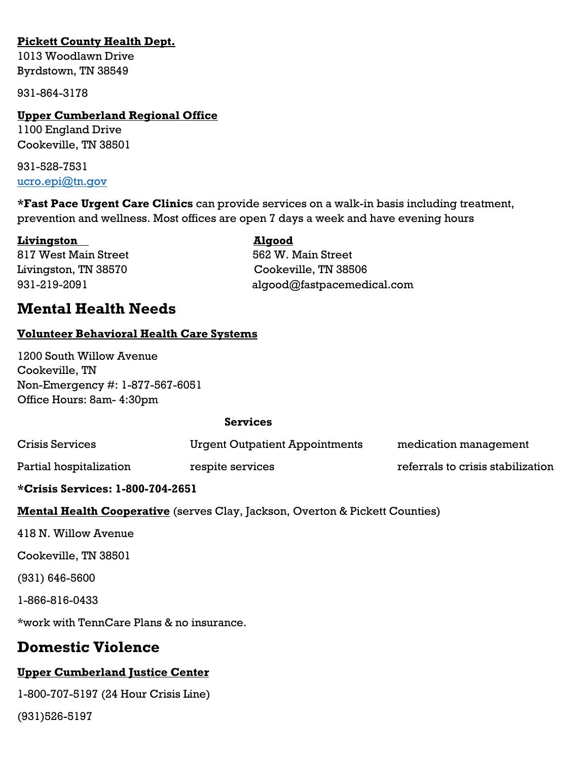**Pickett County Health Dept.**
1013 Woodlawn Drive
Byrdstown, TN 38549

931-864-3178

**Upper Cumberland Regional Office**
1100 England Drive
Cookeville, TN 38501

931-528-7531
ucro.epi@tn.gov

***Fast Pace Urgent Care Clinics** can provide services on a walk-in basis including treatment, prevention and wellness. Most offices are open 7 days a week and have evening hours

**Livingston**
817 West Main Street
Livingston, TN 38570
931-219-2091

**Algood**
562 W. Main Street
Cookeville, TN 38506
algood@fastpacemedical.com

## Mental Health Needs

**Volunteer Behavioral Health Care Systems**

1200 South Willow Avenue
Cookeville, TN
Non-Emergency #: 1-877-567-6051
Office Hours: 8am- 4:30pm

**Services**

| | | |
|---|---|---|
| Crisis Services | Urgent Outpatient Appointments | medication management |
| Partial hospitalization | respite services | referrals to crisis stabilization |

***Crisis Services: 1-800-704-2651**

**Mental Health Cooperative** (serves Clay, Jackson, Overton & Pickett Counties)

418 N. Willow Avenue

Cookeville, TN 38501

(931) 646-5600

1-866-816-0433

*work with TennCare Plans & no insurance.

## Domestic Violence

**Upper Cumberland Justice Center**

1-800-707-5197 (24 Hour Crisis Line)

(931)526-5197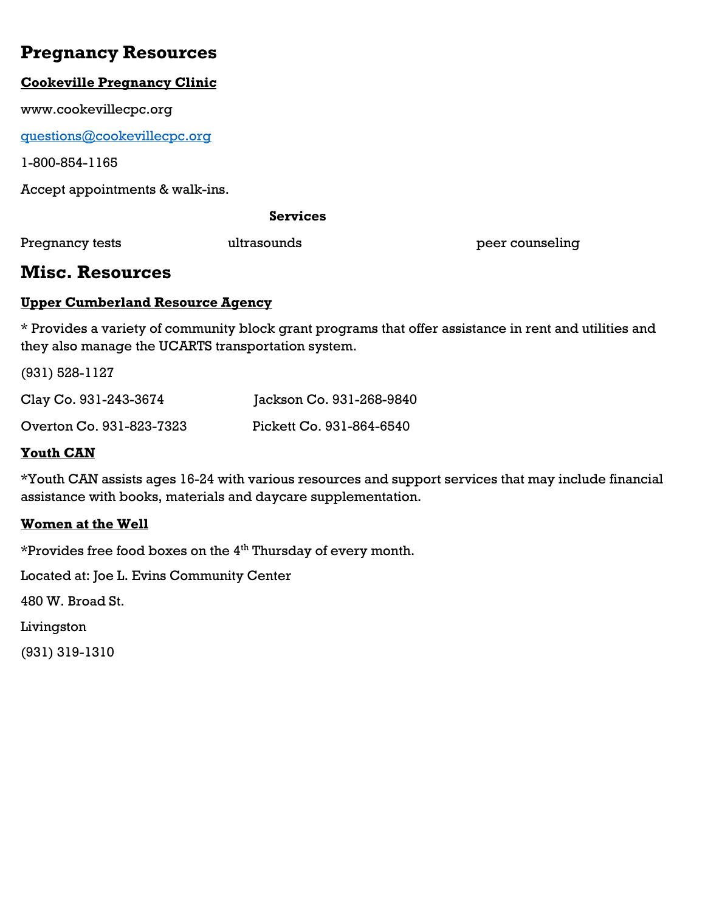# Pregnancy Resources

**Cookeville Pregnancy Clinic**

www.cookevillecpc.org

questions@cookevillecpc.org

1-800-854-1165

Accept appointments & walk-ins.

**Services**

Pregnancy tests ultrasounds peer counseling

# Misc. Resources

**Upper Cumberland Resource Agency**

* Provides a variety of community block grant programs that offer assistance in rent and utilities and they also manage the UCARTS transportation system.

(931) 528-1127

Clay Co. 931-243-3674 Jackson Co. 931-268-9840

Overton Co. 931-823-7323 Pickett Co. 931-864-6540

**Youth CAN**

*Youth CAN assists ages 16-24 with various resources and support services that may include financial assistance with books, materials and daycare supplementation.

**Women at the Well**

*Provides free food boxes on the 4th Thursday of every month.

Located at: Joe L. Evins Community Center

480 W. Broad St.

Livingston

(931) 319-1310